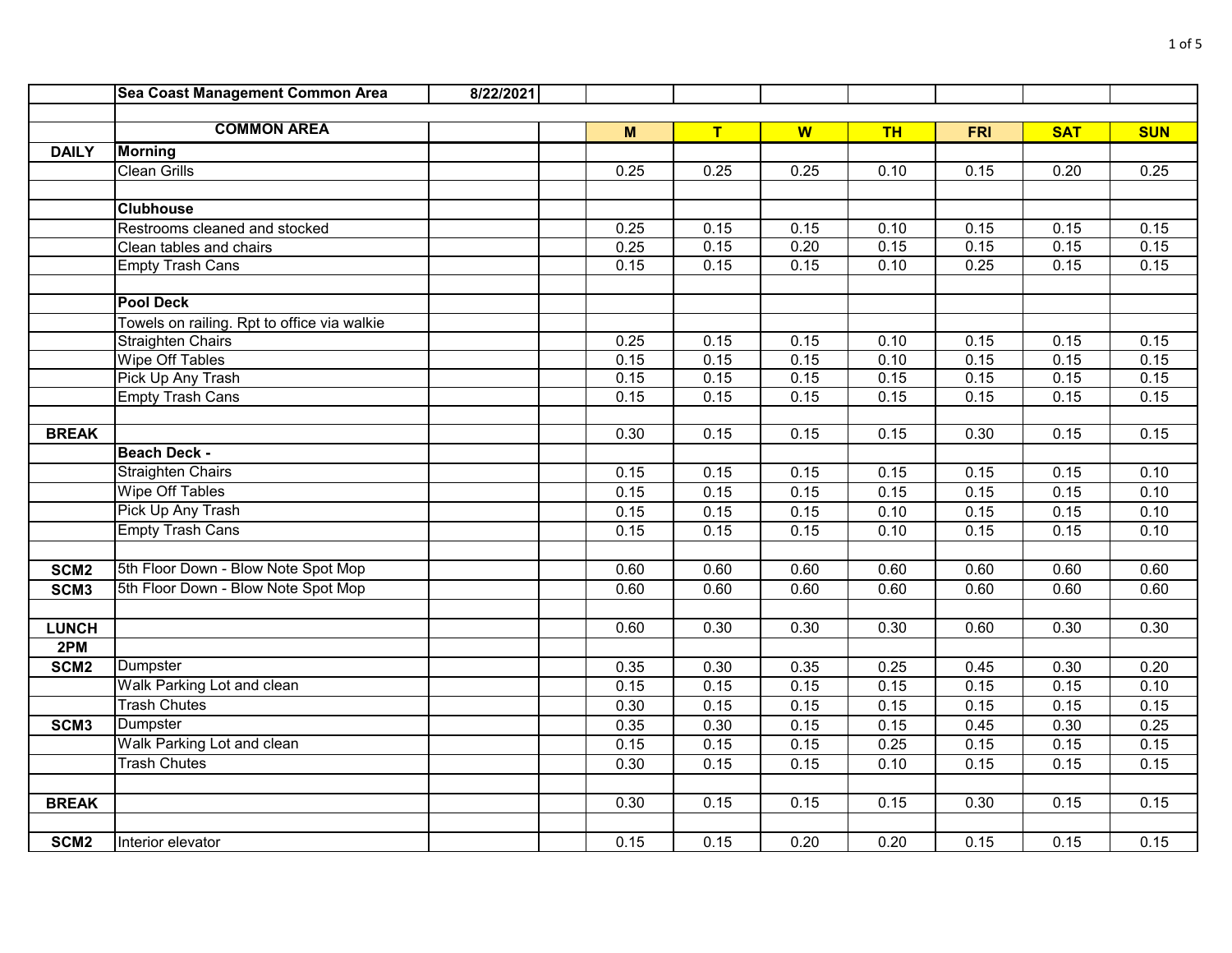| | Sea Coast Management Common Area | 8/22/2021 | | | | | | | | |
|---|---|---|---|---|---|---|---|---|---|---|
| | | | | | | | | | | |
| | **COMMON AREA** | | | **M** | **T** | **W** | **TH** | **FRI** | **SAT** | **SUN** |
| **DAILY** | **Morning** | | | | | | | | | |
| | Clean Grills | | | 0.25 | 0.25 | 0.25 | 0.10 | 0.15 | 0.20 | 0.25 |
| | | | | | | | | | | |
| | **Clubhouse** | | | | | | | | | |
| | Restrooms cleaned and stocked | | | 0.25 | 0.15 | 0.15 | 0.10 | 0.15 | 0.15 | 0.15 |
| | Clean tables and chairs | | | 0.25 | 0.15 | 0.20 | 0.15 | 0.15 | 0.15 | 0.15 |
| | Empty Trash Cans | | | 0.15 | 0.15 | 0.15 | 0.10 | 0.25 | 0.15 | 0.15 |
| | | | | | | | | | | |
| | **Pool Deck** | | | | | | | | | |
| | Towels on railing. Rpt to office via walkie | | | | | | | | | |
| | Straighten Chairs | | | 0.25 | 0.15 | 0.15 | 0.10 | 0.15 | 0.15 | 0.15 |
| | Wipe Off Tables | | | 0.15 | 0.15 | 0.15 | 0.10 | 0.15 | 0.15 | 0.15 |
| | Pick Up Any Trash | | | 0.15 | 0.15 | 0.15 | 0.15 | 0.15 | 0.15 | 0.15 |
| | Empty Trash Cans | | | 0.15 | 0.15 | 0.15 | 0.15 | 0.15 | 0.15 | 0.15 |
| | | | | | | | | | | |
| **BREAK** | | | | 0.30 | 0.15 | 0.15 | 0.15 | 0.30 | 0.15 | 0.15 |
| | **Beach Deck -** | | | | | | | | | |
| | Straighten Chairs | | | 0.15 | 0.15 | 0.15 | 0.15 | 0.15 | 0.15 | 0.10 |
| | Wipe Off Tables | | | 0.15 | 0.15 | 0.15 | 0.15 | 0.15 | 0.15 | 0.10 |
| | Pick Up Any Trash | | | 0.15 | 0.15 | 0.15 | 0.10 | 0.15 | 0.15 | 0.10 |
| | Empty Trash Cans | | | 0.15 | 0.15 | 0.15 | 0.10 | 0.15 | 0.15 | 0.10 |
| | | | | | | | | | | |
| **SCM2** | 5th Floor Down - Blow Note Spot Mop | | | 0.60 | 0.60 | 0.60 | 0.60 | 0.60 | 0.60 | 0.60 |
| **SCM3** | 5th Floor Down - Blow Note Spot Mop | | | 0.60 | 0.60 | 0.60 | 0.60 | 0.60 | 0.60 | 0.60 |
| | | | | | | | | | | |
| **LUNCH** | | | | 0.60 | 0.30 | 0.30 | 0.30 | 0.60 | 0.30 | 0.30 |
| **2PM** | | | | | | | | | | |
| **SCM2** | Dumpster | | | 0.35 | 0.30 | 0.35 | 0.25 | 0.45 | 0.30 | 0.20 |
| | Walk Parking Lot and clean | | | 0.15 | 0.15 | 0.15 | 0.15 | 0.15 | 0.15 | 0.10 |
| | Trash Chutes | | | 0.30 | 0.15 | 0.15 | 0.15 | 0.15 | 0.15 | 0.15 |
| **SCM3** | Dumpster | | | 0.35 | 0.30 | 0.15 | 0.15 | 0.45 | 0.30 | 0.25 |
| | Walk Parking Lot and clean | | | 0.15 | 0.15 | 0.15 | 0.25 | 0.15 | 0.15 | 0.15 |
| | Trash Chutes | | | 0.30 | 0.15 | 0.15 | 0.10 | 0.15 | 0.15 | 0.15 |
| | | | | | | | | | | |
| **BREAK** | | | | 0.30 | 0.15 | 0.15 | 0.15 | 0.30 | 0.15 | 0.15 |
| | | | | | | | | | | |
| **SCM2** | Interior elevator | | | 0.15 | 0.15 | 0.20 | 0.20 | 0.15 | 0.15 | 0.15 |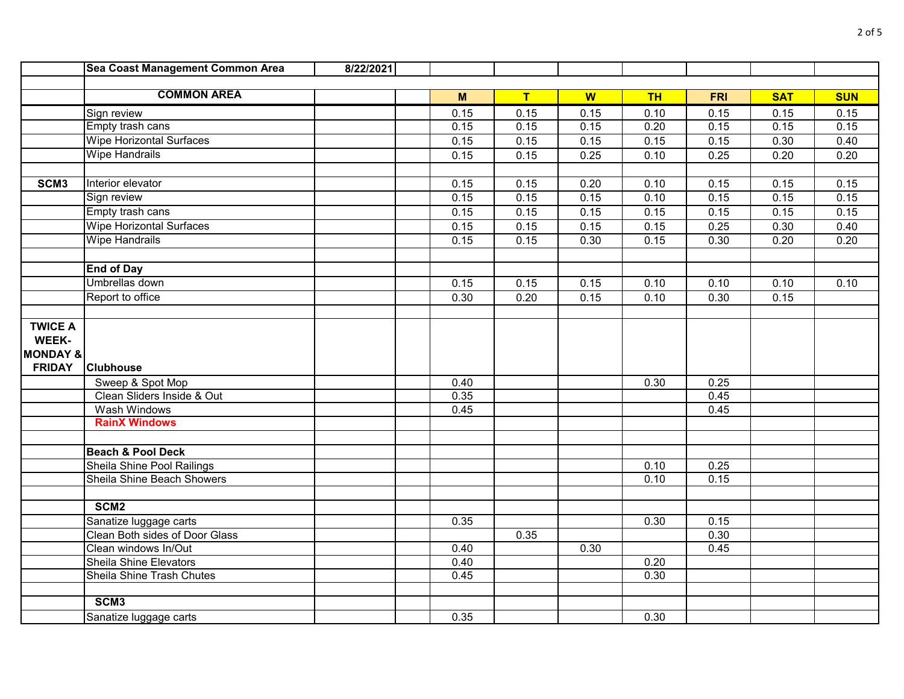| | Sea Coast Management Common Area | 8/22/2021 | | | | | | | | |
|---|---|---|---|---|---|---|---|---|---|---|
| | | | | | | | | | | |
| | **COMMON AREA** | | | **M** | **T** | **W** | **TH** | **FRI** | **SAT** | **SUN** |
| | Sign review | | | 0.15 | 0.15 | 0.15 | 0.10 | 0.15 | 0.15 | 0.15 |
| | Empty trash cans | | | 0.15 | 0.15 | 0.15 | 0.20 | 0.15 | 0.15 | 0.15 |
| | Wipe Horizontal Surfaces | | | 0.15 | 0.15 | 0.15 | 0.15 | 0.15 | 0.30 | 0.40 |
| | Wipe Handrails | | | 0.15 | 0.15 | 0.25 | 0.10 | 0.25 | 0.20 | 0.20 |
| | | | | | | | | | | |
| **SCM3** | Interior elevator | | | 0.15 | 0.15 | 0.20 | 0.10 | 0.15 | 0.15 | 0.15 |
| | Sign review | | | 0.15 | 0.15 | 0.15 | 0.10 | 0.15 | 0.15 | 0.15 |
| | Empty trash cans | | | 0.15 | 0.15 | 0.15 | 0.15 | 0.15 | 0.15 | 0.15 |
| | Wipe Horizontal Surfaces | | | 0.15 | 0.15 | 0.15 | 0.15 | 0.25 | 0.30 | 0.40 |
| | Wipe Handrails | | | 0.15 | 0.15 | 0.30 | 0.15 | 0.30 | 0.20 | 0.20 |
| | | | | | | | | | | |
| | **End of Day** | | | | | | | | | |
| | Umbrellas down | | | 0.15 | 0.15 | 0.15 | 0.10 | 0.10 | 0.10 | 0.10 |
| | Report to office | | | 0.30 | 0.20 | 0.15 | 0.10 | 0.30 | 0.15 | |
| | | | | | | | | | | |
| **TWICE A WEEK- MONDAY & FRIDAY** | **Clubhouse** | | | | | | | | | |
| | Sweep & Spot Mop | | | 0.40 | | | 0.30 | 0.25 | | |
| | Clean Sliders Inside & Out | | | 0.35 | | | | 0.45 | | |
| | Wash Windows | | | 0.45 | | | | 0.45 | | |
| | **RainX Windows** | | | | | | | | | |
| | | | | | | | | | | |
| | **Beach & Pool Deck** | | | | | | | | | |
| | Sheila Shine Pool Railings | | | | | | 0.10 | 0.25 | | |
| | Sheila Shine Beach Showers | | | | | | 0.10 | 0.15 | | |
| | | | | | | | | | | |
| | **SCM2** | | | | | | | | | |
| | Sanatize luggage carts | | | 0.35 | | | 0.30 | 0.15 | | |
| | Clean Both sides of Door Glass | | | | 0.35 | | | 0.30 | | |
| | Clean windows In/Out | | | 0.40 | | 0.30 | | 0.45 | | |
| | Sheila Shine Elevators | | | 0.40 | | | 0.20 | | | |
| | Sheila Shine Trash Chutes | | | 0.45 | | | 0.30 | | | |
| | | | | | | | | | | |
| | **SCM3** | | | | | | | | | |
| | Sanatize luggage carts | | | 0.35 | | | 0.30 | | | |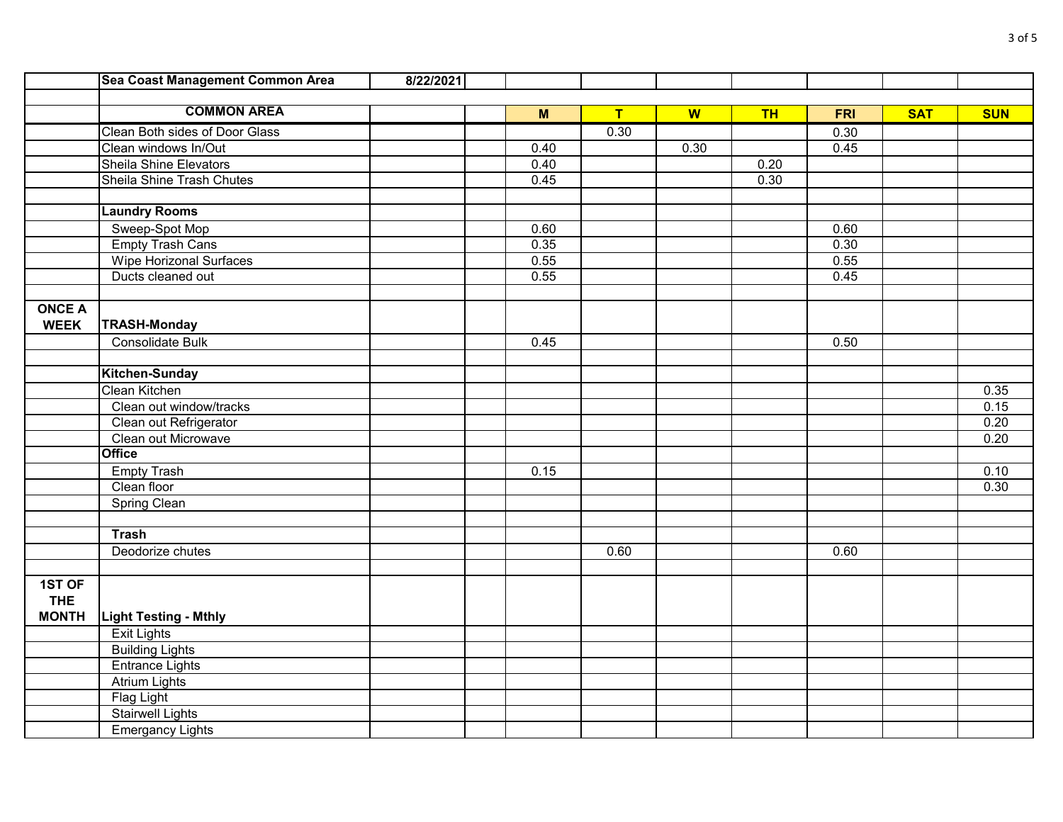| | Sea Coast Management Common Area | 8/22/2021 | | | | | | | | |
|---|---|---|---|---|---|---|---|---|---|---|
| | | | | | | | | | | |
| | **COMMON AREA** | | | **M** | **T** | **W** | **TH** | **FRI** | **SAT** | **SUN** |
| | Clean Both sides of Door Glass | | | | 0.30 | | | 0.30 | | |
| | Clean windows In/Out | | | 0.40 | | 0.30 | | 0.45 | | |
| | Sheila Shine Elevators | | | 0.40 | | | 0.20 | | | |
| | Sheila Shine Trash Chutes | | | 0.45 | | | 0.30 | | | |
| | | | | | | | | | | |
| | **Laundry Rooms** | | | | | | | | | |
| | Sweep-Spot Mop | | | 0.60 | | | | 0.60 | | |
| | Empty Trash Cans | | | 0.35 | | | | 0.30 | | |
| | Wipe Horizonal Surfaces | | | 0.55 | | | | 0.55 | | |
| | Ducts cleaned out | | | 0.55 | | | | 0.45 | | |
| | | | | | | | | | | |
| **ONCE A WEEK** | **TRASH-Monday** | | | | | | | | | |
| | Consolidate Bulk | | | 0.45 | | | | 0.50 | | |
| | | | | | | | | | | |
| | **Kitchen-Sunday** | | | | | | | | | |
| | Clean Kitchen | | | | | | | | | 0.35 |
| | Clean out window/tracks | | | | | | | | | 0.15 |
| | Clean out Refrigerator | | | | | | | | | 0.20 |
| | Clean out Microwave | | | | | | | | | 0.20 |
| | **Office** | | | | | | | | | |
| | Empty Trash | | | 0.15 | | | | | | 0.10 |
| | Clean floor | | | | | | | | | 0.30 |
| | Spring Clean | | | | | | | | | |
| | | | | | | | | | | |
| | **Trash** | | | | | | | | | |
| | Deodorize chutes | | | | 0.60 | | | 0.60 | | |
| | | | | | | | | | | |
| **1ST OF THE MONTH** | **Light Testing - Mthly** | | | | | | | | | |
| | Exit Lights | | | | | | | | | |
| | Building Lights | | | | | | | | | |
| | Entrance Lights | | | | | | | | | |
| | Atrium Lights | | | | | | | | | |
| | Flag Light | | | | | | | | | |
| | Stairwell Lights | | | | | | | | | |
| | Emergancy Lights | | | | | | | | | |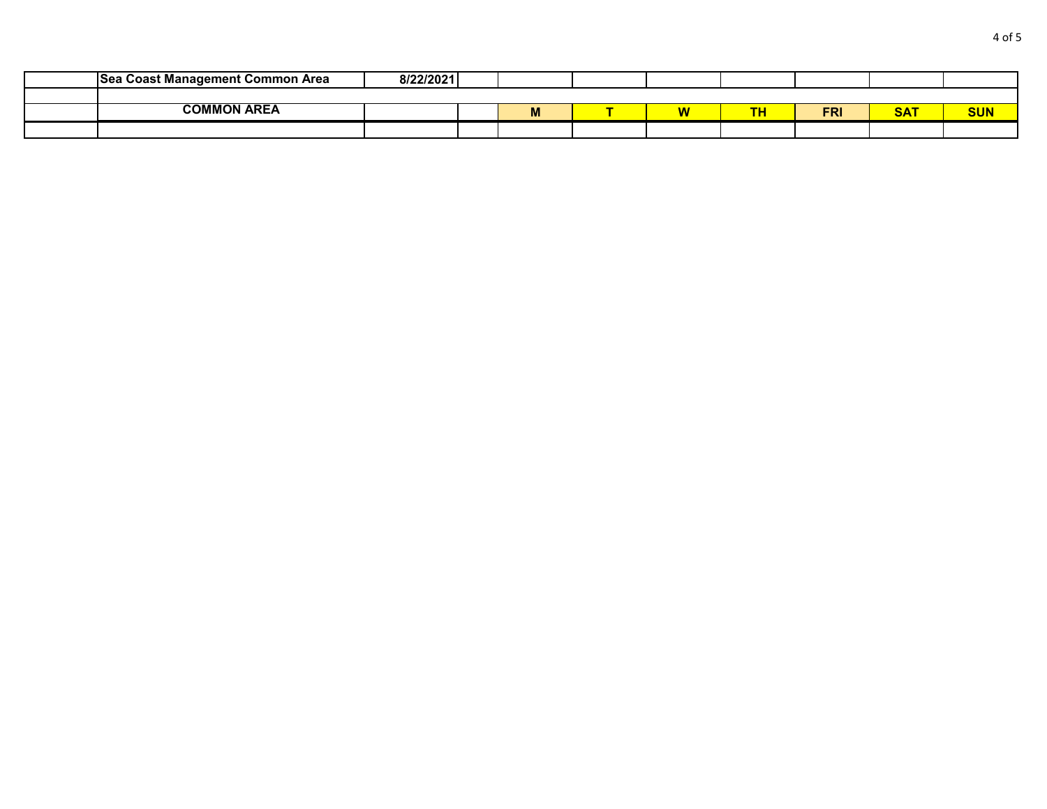| | Sea Coast Management Common Area | 8/22/2021 | | | | | | | | |
|---|---|---|---|---|---|---|---|---|---|---|
| | | | | | | | | | | |
| | COMMON AREA | | | M | T | W | TH | FRI | SAT | SUN |
| | | | | | | | | | | |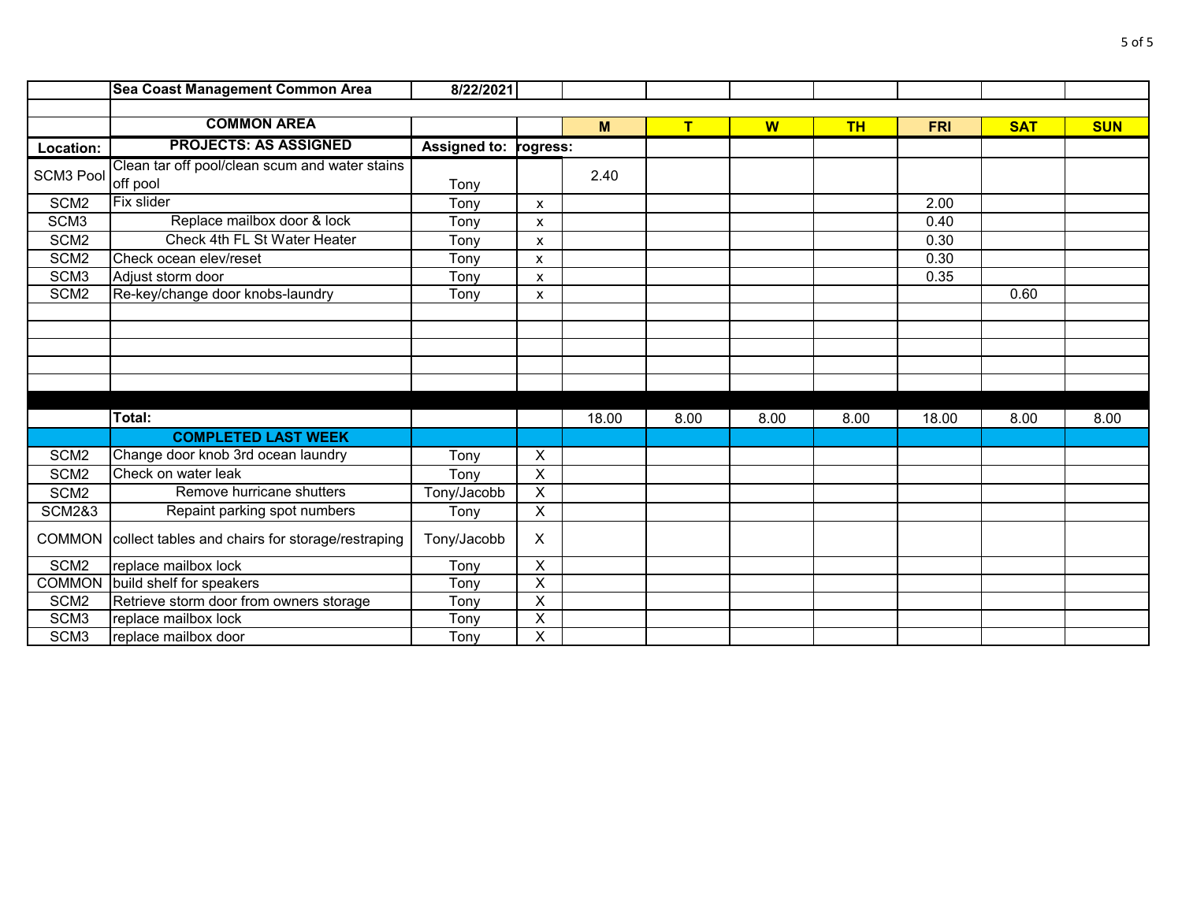| | | | | | | | | | | |
|---|---|---|---|---|---|---|---|---|---|---|
| | **Sea Coast Management Common Area** | **8/22/2021** | | | | | | | | |
| | | | | | | | | | | |
| | **COMMON AREA** | | | **M** | **T** | **W** | **TH** | **FRI** | **SAT** | **SUN** |
| **Location:** | **PROJECTS: AS ASSIGNED** | **Assigned to:** | **rogress:** | | | | | | | |
| SCM3 Pool | Clean tar off pool/clean scum and water stains off pool | Tony | | 2.40 | | | | | | |
| SCM2 | Fix slider | Tony | x | | | | | 2.00 | | |
| SCM3 | Replace mailbox door & lock | Tony | x | | | | | 0.40 | | |
| SCM2 | Check 4th FL St Water Heater | Tony | x | | | | | 0.30 | | |
| SCM2 | Check ocean elev/reset | Tony | x | | | | | 0.30 | | |
| SCM3 | Adjust storm door | Tony | x | | | | | 0.35 | | |
| SCM2 | Re-key/change door knobs-laundry | Tony | x | | | | | | 0.60 | |
| | | | | | | | | | | |
| | | | | | | | | | | |
| | | | | | | | | | | |
| | | | | | | | | | | |
| | | | | | | | | | | |
| | | | | | | | | | | |
| | **Total:** | | | 18.00 | 8.00 | 8.00 | 8.00 | 18.00 | 8.00 | 8.00 |
| | **COMPLETED LAST WEEK** | | | | | | | | | |
| SCM2 | Change door knob 3rd ocean laundry | Tony | X | | | | | | | |
| SCM2 | Check on water leak | Tony | X | | | | | | | |
| SCM2 | Remove hurricane shutters | Tony/Jacobb | X | | | | | | | |
| SCM2&3 | Repaint parking spot numbers | Tony | X | | | | | | | |
| COMMON | collect tables and chairs for storage/restraping | Tony/Jacobb | X | | | | | | | |
| SCM2 | replace mailbox lock | Tony | X | | | | | | | |
| COMMON | build shelf for speakers | Tony | X | | | | | | | |
| SCM2 | Retrieve storm door from owners storage | Tony | X | | | | | | | |
| SCM3 | replace mailbox lock | Tony | X | | | | | | | |
| SCM3 | replace mailbox door | Tony | X | | | | | | | |